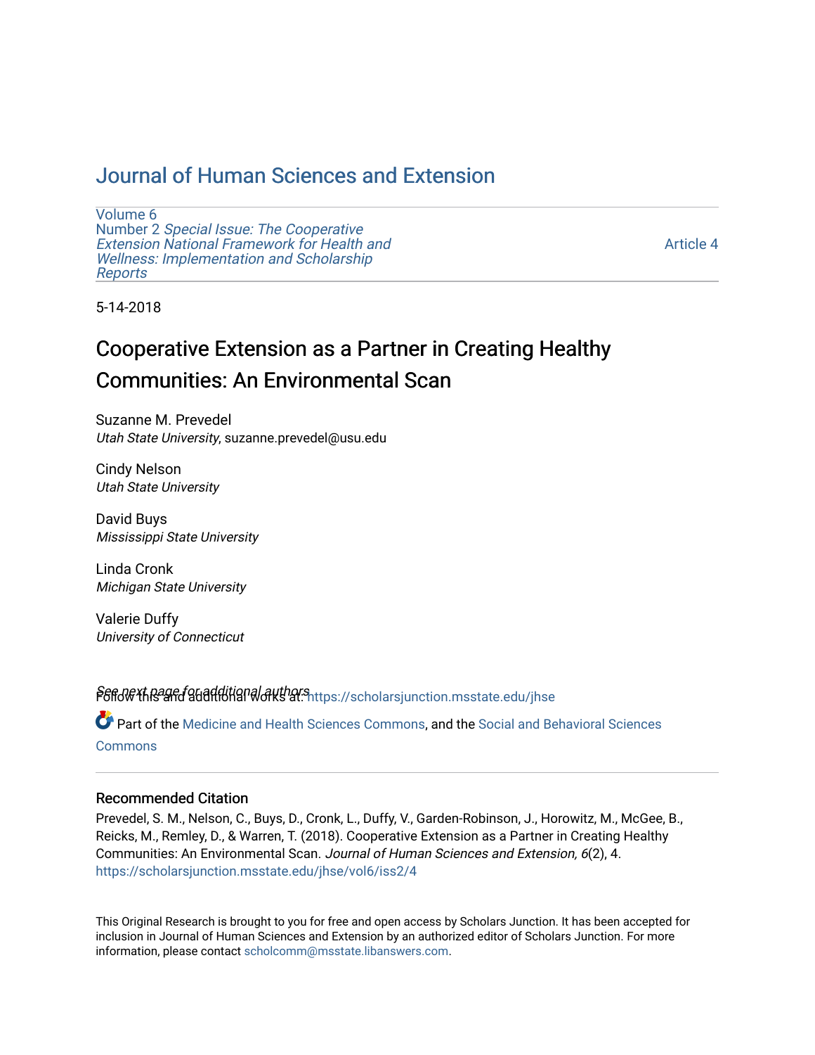# Journal of Human Sciences and Extension

Volume 6
Number 2 *Special Issue: The Cooperative Extension National Framework for Health and Wellness: Implementation and Scholarship Reports*

Article 4

5-14-2018

## Cooperative Extension as a Partner in Creating Healthy Communities: An Environmental Scan

Suzanne M. Prevedel
*Utah State University*, suzanne.prevedel@usu.edu

Cindy Nelson
*Utah State University*

David Buys
*Mississippi State University*

Linda Cronk
*Michigan State University*

Valerie Duffy
*University of Connecticut*

See next page for additional authors

Follow this and additional works at: https://scholarsjunction.msstate.edu/jhse

Part of the Medicine and Health Sciences Commons, and the Social and Behavioral Sciences Commons

### Recommended Citation

Prevedel, S. M., Nelson, C., Buys, D., Cronk, L., Duffy, V., Garden-Robinson, J., Horowitz, M., McGee, B., Reicks, M., Remley, D., & Warren, T. (2018). Cooperative Extension as a Partner in Creating Healthy Communities: An Environmental Scan. *Journal of Human Sciences and Extension, 6*(2), 4. https://scholarsjunction.msstate.edu/jhse/vol6/iss2/4

This Original Research is brought to you for free and open access by Scholars Junction. It has been accepted for inclusion in Journal of Human Sciences and Extension by an authorized editor of Scholars Junction. For more information, please contact scholcomm@msstate.libanswers.com.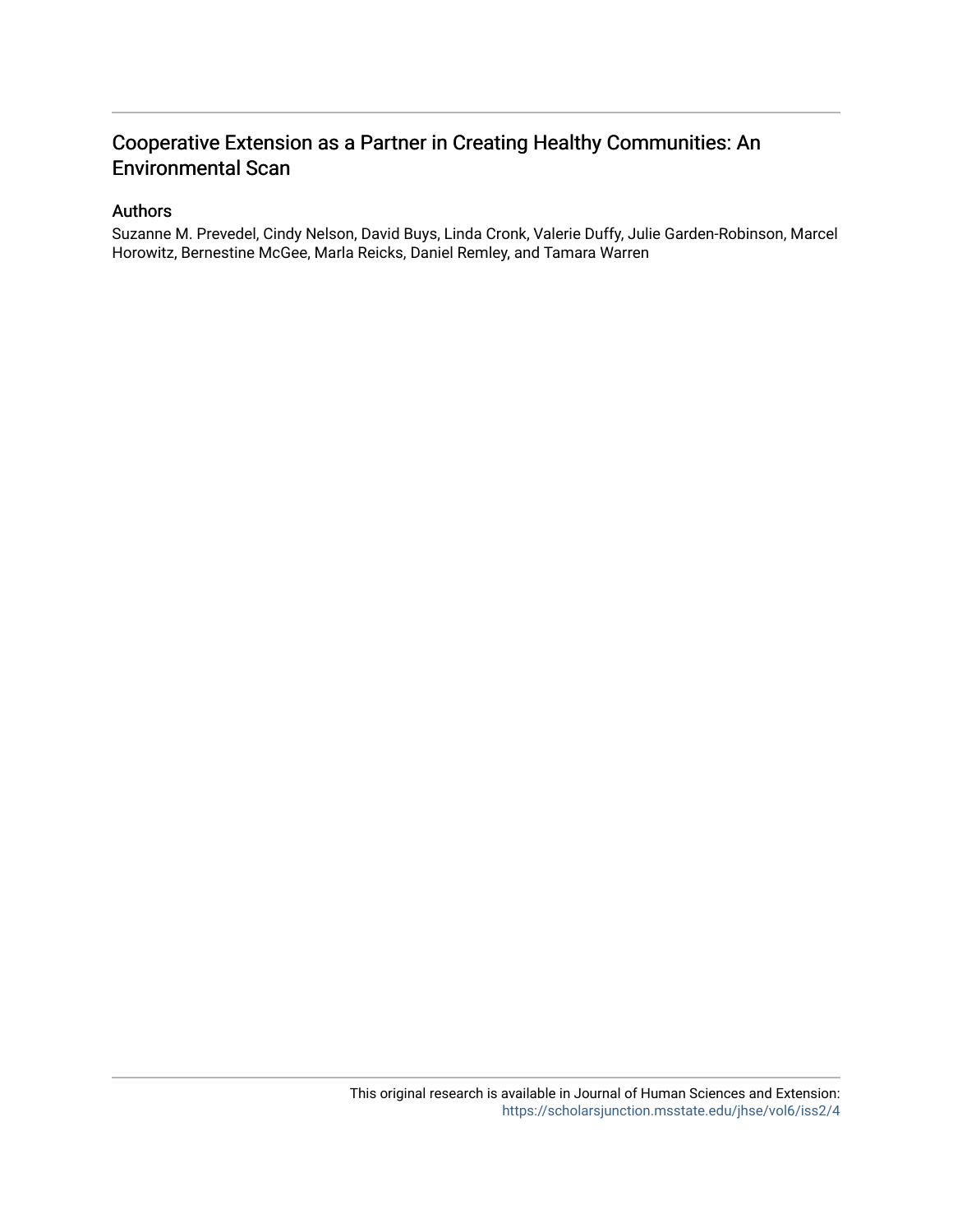# Cooperative Extension as a Partner in Creating Healthy Communities: An Environmental Scan

## Authors

Suzanne M. Prevedel, Cindy Nelson, David Buys, Linda Cronk, Valerie Duffy, Julie Garden-Robinson, Marcel Horowitz, Bernestine McGee, Marla Reicks, Daniel Remley, and Tamara Warren

This original research is available in Journal of Human Sciences and Extension: https://scholarsjunction.msstate.edu/jhse/vol6/iss2/4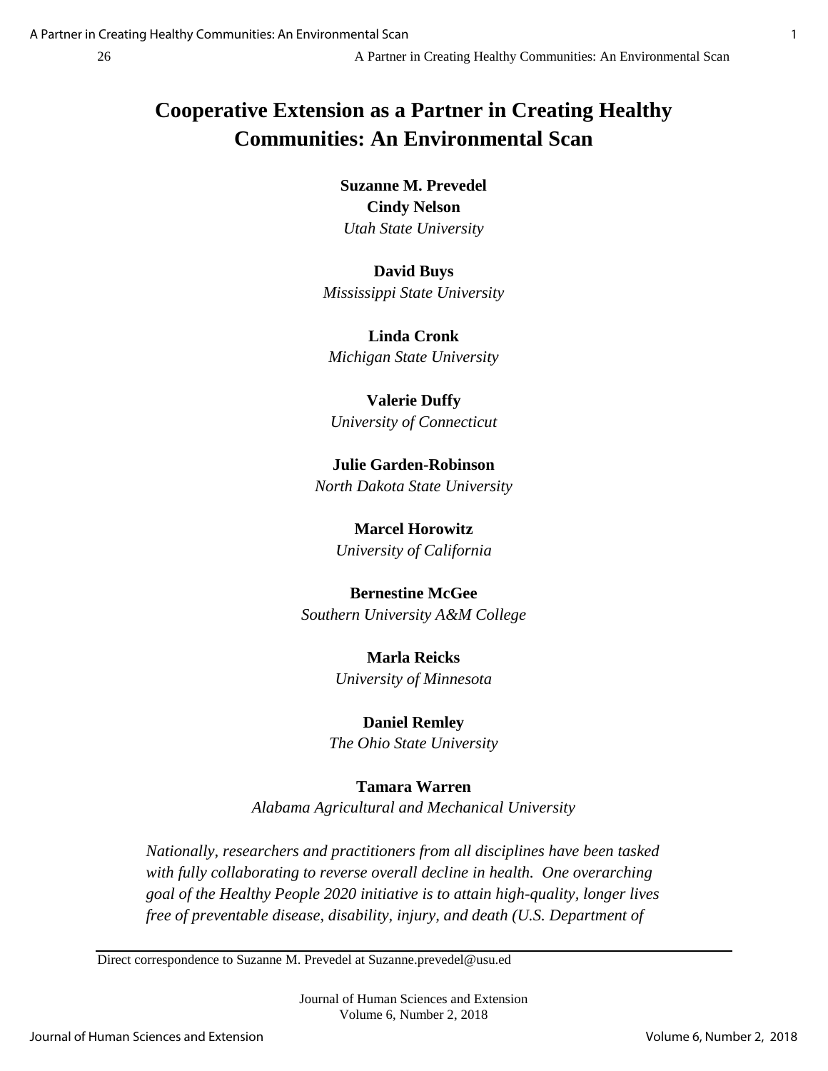# Cooperative Extension as a Partner in Creating Healthy Communities: An Environmental Scan

**Suzanne M. Prevedel**
**Cindy Nelson**
*Utah State University*

**David Buys**
*Mississippi State University*

**Linda Cronk**
*Michigan State University*

**Valerie Duffy**
*University of Connecticut*

**Julie Garden-Robinson**
*North Dakota State University*

**Marcel Horowitz**
*University of California*

**Bernestine McGee**
*Southern University A&M College*

**Marla Reicks**
*University of Minnesota*

**Daniel Remley**
*The Ohio State University*

**Tamara Warren**
*Alabama Agricultural and Mechanical University*

*Nationally, researchers and practitioners from all disciplines have been tasked with fully collaborating to reverse overall decline in health. One overarching goal of the Healthy People 2020 initiative is to attain high-quality, longer lives free of preventable disease, disability, injury, and death (U.S. Department of*

Direct correspondence to Suzanne M. Prevedel at Suzanne.prevedel@usu.ed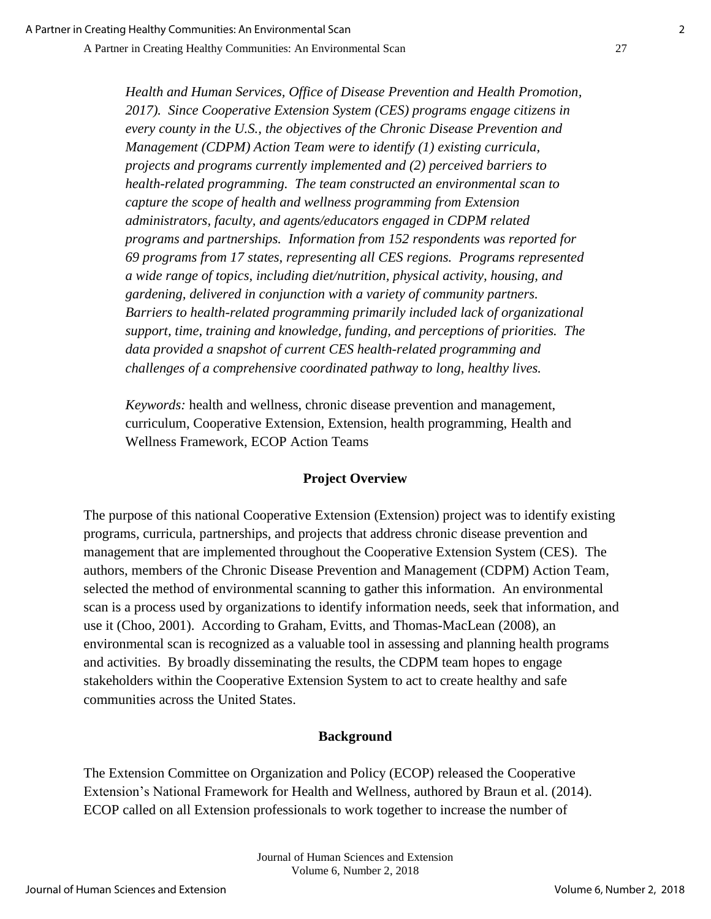*Health and Human Services, Office of Disease Prevention and Health Promotion, 2017). Since Cooperative Extension System (CES) programs engage citizens in every county in the U.S., the objectives of the Chronic Disease Prevention and Management (CDPM) Action Team were to identify (1) existing curricula, projects and programs currently implemented and (2) perceived barriers to health-related programming. The team constructed an environmental scan to capture the scope of health and wellness programming from Extension administrators, faculty, and agents/educators engaged in CDPM related programs and partnerships. Information from 152 respondents was reported for 69 programs from 17 states, representing all CES regions. Programs represented a wide range of topics, including diet/nutrition, physical activity, housing, and gardening, delivered in conjunction with a variety of community partners. Barriers to health-related programming primarily included lack of organizational support, time, training and knowledge, funding, and perceptions of priorities. The data provided a snapshot of current CES health-related programming and challenges of a comprehensive coordinated pathway to long, healthy lives.*

*Keywords:* health and wellness, chronic disease prevention and management, curriculum, Cooperative Extension, Extension, health programming, Health and Wellness Framework, ECOP Action Teams

## Project Overview

The purpose of this national Cooperative Extension (Extension) project was to identify existing programs, curricula, partnerships, and projects that address chronic disease prevention and management that are implemented throughout the Cooperative Extension System (CES). The authors, members of the Chronic Disease Prevention and Management (CDPM) Action Team, selected the method of environmental scanning to gather this information. An environmental scan is a process used by organizations to identify information needs, seek that information, and use it (Choo, 2001). According to Graham, Evitts, and Thomas-MacLean (2008), an environmental scan is recognized as a valuable tool in assessing and planning health programs and activities. By broadly disseminating the results, the CDPM team hopes to engage stakeholders within the Cooperative Extension System to act to create healthy and safe communities across the United States.

## Background

The Extension Committee on Organization and Policy (ECOP) released the Cooperative Extension's National Framework for Health and Wellness, authored by Braun et al. (2014). ECOP called on all Extension professionals to work together to increase the number of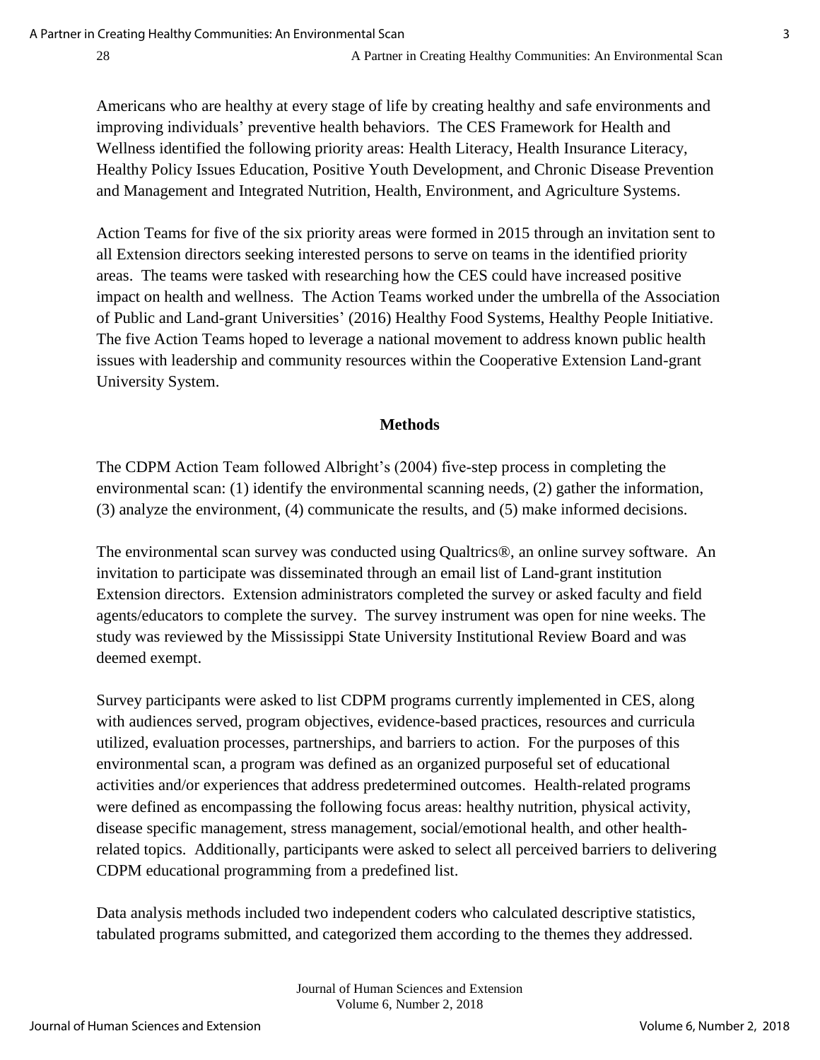Americans who are healthy at every stage of life by creating healthy and safe environments and improving individuals' preventive health behaviors. The CES Framework for Health and Wellness identified the following priority areas: Health Literacy, Health Insurance Literacy, Healthy Policy Issues Education, Positive Youth Development, and Chronic Disease Prevention and Management and Integrated Nutrition, Health, Environment, and Agriculture Systems.

Action Teams for five of the six priority areas were formed in 2015 through an invitation sent to all Extension directors seeking interested persons to serve on teams in the identified priority areas. The teams were tasked with researching how the CES could have increased positive impact on health and wellness. The Action Teams worked under the umbrella of the Association of Public and Land-grant Universities' (2016) Healthy Food Systems, Healthy People Initiative. The five Action Teams hoped to leverage a national movement to address known public health issues with leadership and community resources within the Cooperative Extension Land-grant University System.

## Methods

The CDPM Action Team followed Albright's (2004) five-step process in completing the environmental scan: (1) identify the environmental scanning needs, (2) gather the information, (3) analyze the environment, (4) communicate the results, and (5) make informed decisions.

The environmental scan survey was conducted using Qualtrics®, an online survey software. An invitation to participate was disseminated through an email list of Land-grant institution Extension directors. Extension administrators completed the survey or asked faculty and field agents/educators to complete the survey. The survey instrument was open for nine weeks. The study was reviewed by the Mississippi State University Institutional Review Board and was deemed exempt.

Survey participants were asked to list CDPM programs currently implemented in CES, along with audiences served, program objectives, evidence-based practices, resources and curricula utilized, evaluation processes, partnerships, and barriers to action. For the purposes of this environmental scan, a program was defined as an organized purposeful set of educational activities and/or experiences that address predetermined outcomes. Health-related programs were defined as encompassing the following focus areas: healthy nutrition, physical activity, disease specific management, stress management, social/emotional health, and other health-related topics. Additionally, participants were asked to select all perceived barriers to delivering CDPM educational programming from a predefined list.

Data analysis methods included two independent coders who calculated descriptive statistics, tabulated programs submitted, and categorized them according to the themes they addressed.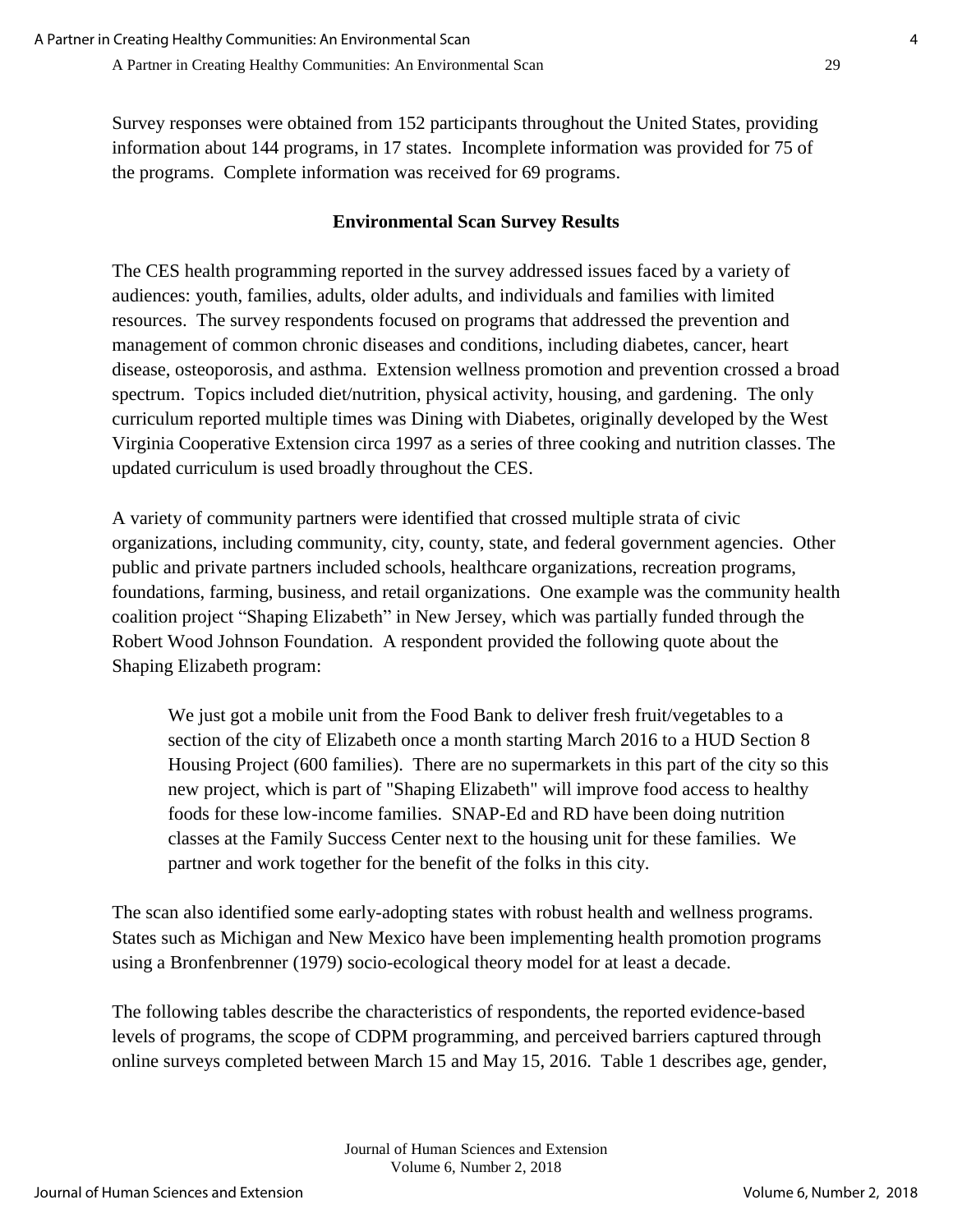Survey responses were obtained from 152 participants throughout the United States, providing information about 144 programs, in 17 states. Incomplete information was provided for 75 of the programs. Complete information was received for 69 programs.

## Environmental Scan Survey Results

The CES health programming reported in the survey addressed issues faced by a variety of audiences: youth, families, adults, older adults, and individuals and families with limited resources. The survey respondents focused on programs that addressed the prevention and management of common chronic diseases and conditions, including diabetes, cancer, heart disease, osteoporosis, and asthma. Extension wellness promotion and prevention crossed a broad spectrum. Topics included diet/nutrition, physical activity, housing, and gardening. The only curriculum reported multiple times was Dining with Diabetes, originally developed by the West Virginia Cooperative Extension circa 1997 as a series of three cooking and nutrition classes. The updated curriculum is used broadly throughout the CES.

A variety of community partners were identified that crossed multiple strata of civic organizations, including community, city, county, state, and federal government agencies. Other public and private partners included schools, healthcare organizations, recreation programs, foundations, farming, business, and retail organizations. One example was the community health coalition project "Shaping Elizabeth" in New Jersey, which was partially funded through the Robert Wood Johnson Foundation. A respondent provided the following quote about the Shaping Elizabeth program:

> We just got a mobile unit from the Food Bank to deliver fresh fruit/vegetables to a section of the city of Elizabeth once a month starting March 2016 to a HUD Section 8 Housing Project (600 families). There are no supermarkets in this part of the city so this new project, which is part of "Shaping Elizabeth" will improve food access to healthy foods for these low-income families. SNAP-Ed and RD have been doing nutrition classes at the Family Success Center next to the housing unit for these families. We partner and work together for the benefit of the folks in this city.

The scan also identified some early-adopting states with robust health and wellness programs. States such as Michigan and New Mexico have been implementing health promotion programs using a Bronfenbrenner (1979) socio-ecological theory model for at least a decade.

The following tables describe the characteristics of respondents, the reported evidence-based levels of programs, the scope of CDPM programming, and perceived barriers captured through online surveys completed between March 15 and May 15, 2016. Table 1 describes age, gender,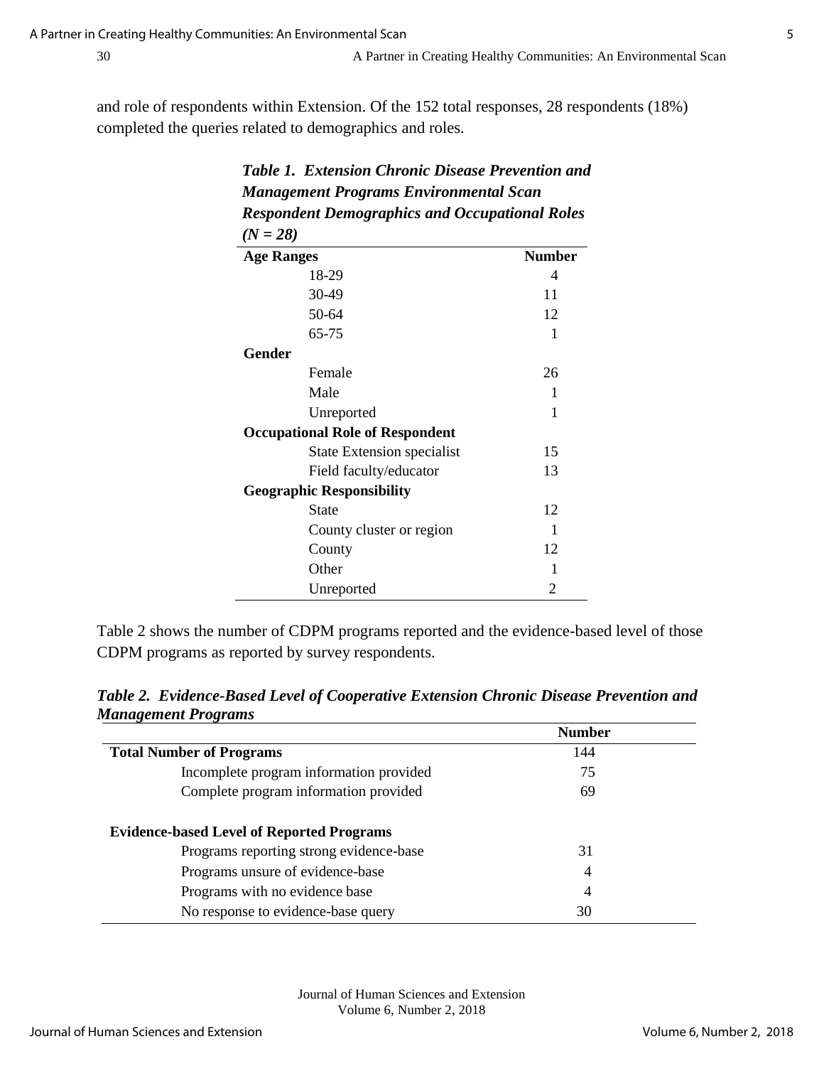and role of respondents within Extension. Of the 152 total responses, 28 respondents (18%) completed the queries related to demographics and roles.

***Table 1. Extension Chronic Disease Prevention and Management Programs Environmental Scan Respondent Demographics and Occupational Roles (N = 28)***

| | Number |
|---|---|
| **Age Ranges** | |
| 18-29 | 4 |
| 30-49 | 11 |
| 50-64 | 12 |
| 65-75 | 1 |
| **Gender** | |
| Female | 26 |
| Male | 1 |
| Unreported | 1 |
| **Occupational Role of Respondent** | |
| State Extension specialist | 15 |
| Field faculty/educator | 13 |
| **Geographic Responsibility** | |
| State | 12 |
| County cluster or region | 1 |
| County | 12 |
| Other | 1 |
| Unreported | 2 |

Table 2 shows the number of CDPM programs reported and the evidence-based level of those CDPM programs as reported by survey respondents.

***Table 2. Evidence-Based Level of Cooperative Extension Chronic Disease Prevention and Management Programs***

| | Number |
|---|---|
| **Total Number of Programs** | 144 |
| Incomplete program information provided | 75 |
| Complete program information provided | 69 |
| **Evidence-based Level of Reported Programs** | |
| Programs reporting strong evidence-base | 31 |
| Programs unsure of evidence-base | 4 |
| Programs with no evidence base | 4 |
| No response to evidence-base query | 30 |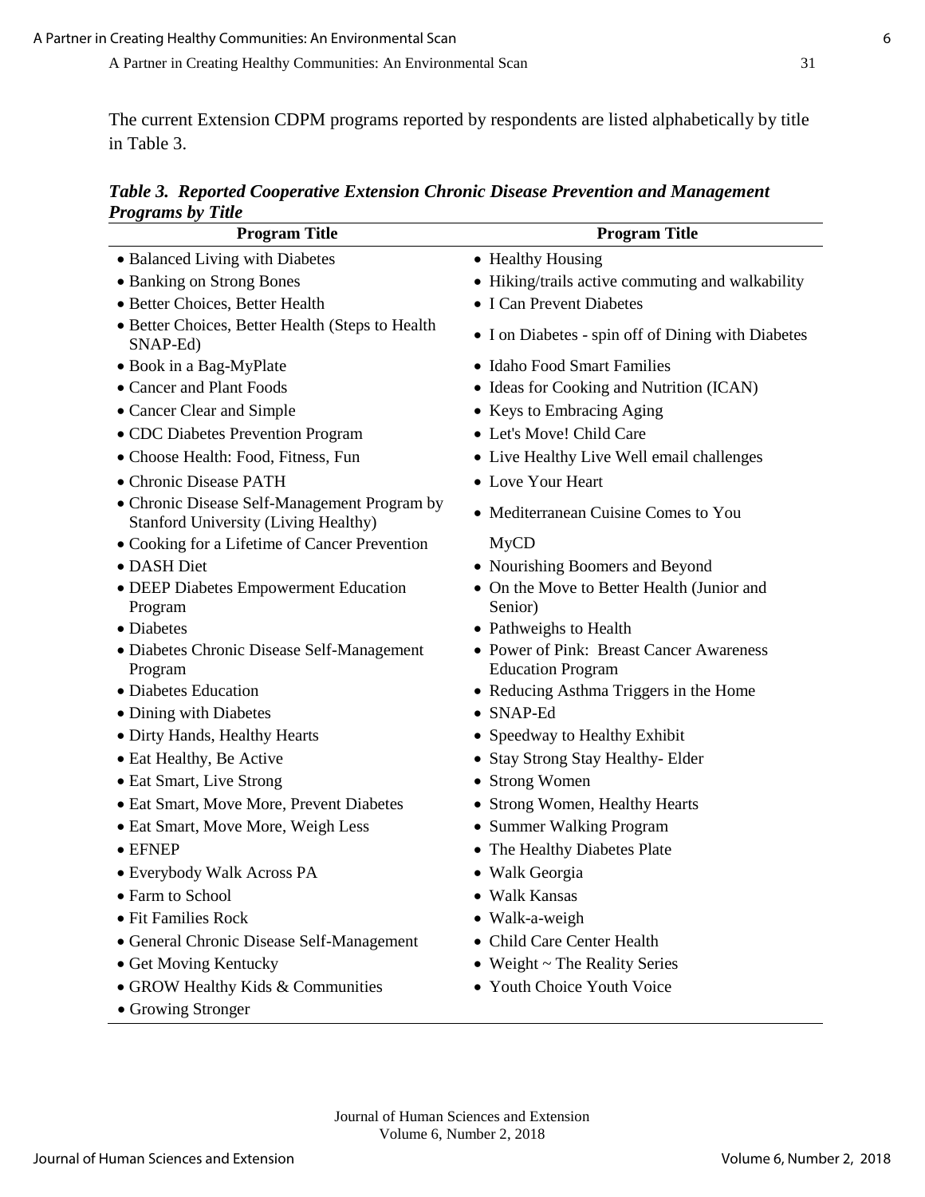The current Extension CDPM programs reported by respondents are listed alphabetically by title in Table 3.

***Table 3. Reported Cooperative Extension Chronic Disease Prevention and Management Programs by Title***

| Program Title | Program Title |
|---|---|
| • Balanced Living with Diabetes | • Healthy Housing |
| • Banking on Strong Bones | • Hiking/trails active commuting and walkability |
| • Better Choices, Better Health | • I Can Prevent Diabetes |
| • Better Choices, Better Health (Steps to Health SNAP-Ed) | • I on Diabetes - spin off of Dining with Diabetes |
| • Book in a Bag-MyPlate | • Idaho Food Smart Families |
| • Cancer and Plant Foods | • Ideas for Cooking and Nutrition (ICAN) |
| • Cancer Clear and Simple | • Keys to Embracing Aging |
| • CDC Diabetes Prevention Program | • Let's Move! Child Care |
| • Choose Health: Food, Fitness, Fun | • Live Healthy Live Well email challenges |
| • Chronic Disease PATH | • Love Your Heart |
| • Chronic Disease Self-Management Program by Stanford University (Living Healthy) | • Mediterranean Cuisine Comes to You |
| • Cooking for a Lifetime of Cancer Prevention | MyCD |
| • DASH Diet | • Nourishing Boomers and Beyond |
| • DEEP Diabetes Empowerment Education Program | • On the Move to Better Health (Junior and Senior) |
| • Diabetes | • Pathweighs to Health |
| • Diabetes Chronic Disease Self-Management Program | • Power of Pink: Breast Cancer Awareness Education Program |
| • Diabetes Education | • Reducing Asthma Triggers in the Home |
| • Dining with Diabetes | • SNAP-Ed |
| • Dirty Hands, Healthy Hearts | • Speedway to Healthy Exhibit |
| • Eat Healthy, Be Active | • Stay Strong Stay Healthy- Elder |
| • Eat Smart, Live Strong | • Strong Women |
| • Eat Smart, Move More, Prevent Diabetes | • Strong Women, Healthy Hearts |
| • Eat Smart, Move More, Weigh Less | • Summer Walking Program |
| • EFNEP | • The Healthy Diabetes Plate |
| • Everybody Walk Across PA | • Walk Georgia |
| • Farm to School | • Walk Kansas |
| • Fit Families Rock | • Walk-a-weigh |
| • General Chronic Disease Self-Management | • Child Care Center Health |
| • Get Moving Kentucky | • Weight ~ The Reality Series |
| • GROW Healthy Kids & Communities | • Youth Choice Youth Voice |
| • Growing Stronger | |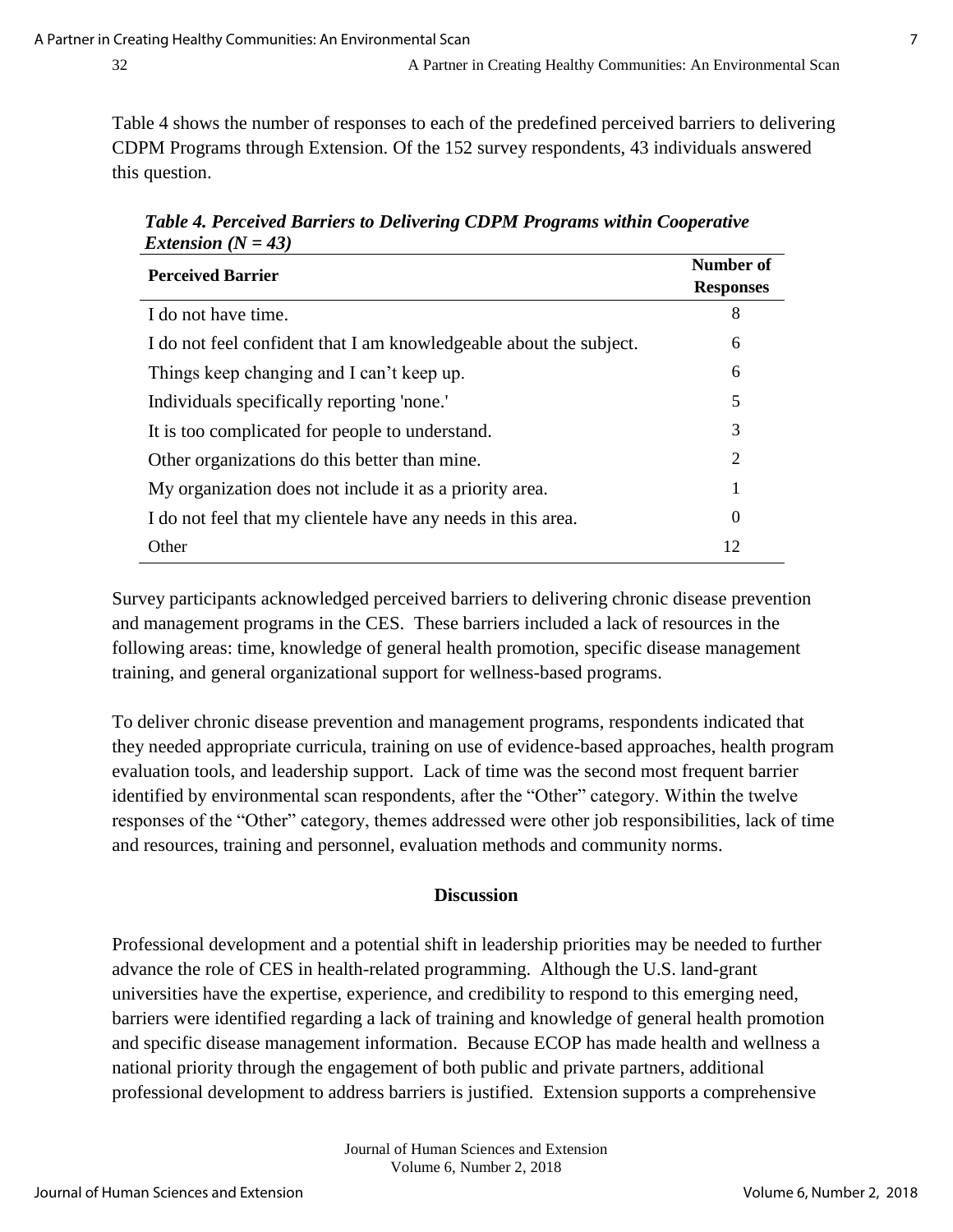Table 4 shows the number of responses to each of the predefined perceived barriers to delivering CDPM Programs through Extension. Of the 152 survey respondents, 43 individuals answered this question.

***Table 4. Perceived Barriers to Delivering CDPM Programs within Cooperative Extension (N = 43)***

| Perceived Barrier | Number of Responses |
| --- | --- |
| I do not have time. | 8 |
| I do not feel confident that I am knowledgeable about the subject. | 6 |
| Things keep changing and I can't keep up. | 6 |
| Individuals specifically reporting 'none.' | 5 |
| It is too complicated for people to understand. | 3 |
| Other organizations do this better than mine. | 2 |
| My organization does not include it as a priority area. | 1 |
| I do not feel that my clientele have any needs in this area. | 0 |
| Other | 12 |

Survey participants acknowledged perceived barriers to delivering chronic disease prevention and management programs in the CES. These barriers included a lack of resources in the following areas: time, knowledge of general health promotion, specific disease management training, and general organizational support for wellness-based programs.

To deliver chronic disease prevention and management programs, respondents indicated that they needed appropriate curricula, training on use of evidence-based approaches, health program evaluation tools, and leadership support. Lack of time was the second most frequent barrier identified by environmental scan respondents, after the "Other" category. Within the twelve responses of the "Other" category, themes addressed were other job responsibilities, lack of time and resources, training and personnel, evaluation methods and community norms.

## Discussion

Professional development and a potential shift in leadership priorities may be needed to further advance the role of CES in health-related programming. Although the U.S. land-grant universities have the expertise, experience, and credibility to respond to this emerging need, barriers were identified regarding a lack of training and knowledge of general health promotion and specific disease management information. Because ECOP has made health and wellness a national priority through the engagement of both public and private partners, additional professional development to address barriers is justified. Extension supports a comprehensive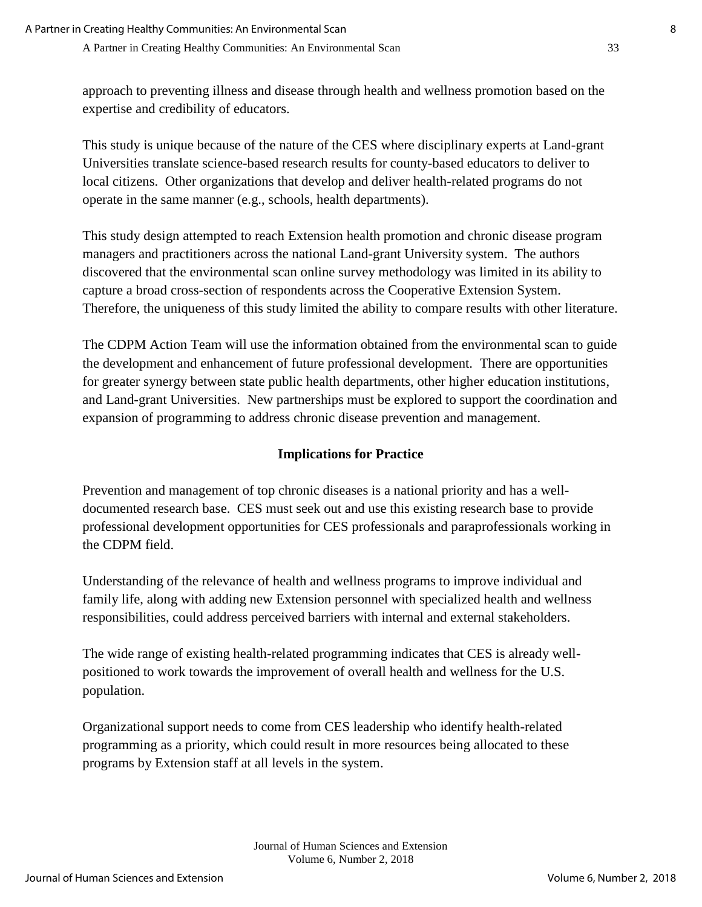approach to preventing illness and disease through health and wellness promotion based on the expertise and credibility of educators.

This study is unique because of the nature of the CES where disciplinary experts at Land-grant Universities translate science-based research results for county-based educators to deliver to local citizens. Other organizations that develop and deliver health-related programs do not operate in the same manner (e.g., schools, health departments).

This study design attempted to reach Extension health promotion and chronic disease program managers and practitioners across the national Land-grant University system. The authors discovered that the environmental scan online survey methodology was limited in its ability to capture a broad cross-section of respondents across the Cooperative Extension System. Therefore, the uniqueness of this study limited the ability to compare results with other literature.

The CDPM Action Team will use the information obtained from the environmental scan to guide the development and enhancement of future professional development. There are opportunities for greater synergy between state public health departments, other higher education institutions, and Land-grant Universities. New partnerships must be explored to support the coordination and expansion of programming to address chronic disease prevention and management.

## Implications for Practice

Prevention and management of top chronic diseases is a national priority and has a well-documented research base. CES must seek out and use this existing research base to provide professional development opportunities for CES professionals and paraprofessionals working in the CDPM field.

Understanding of the relevance of health and wellness programs to improve individual and family life, along with adding new Extension personnel with specialized health and wellness responsibilities, could address perceived barriers with internal and external stakeholders.

The wide range of existing health-related programming indicates that CES is already well-positioned to work towards the improvement of overall health and wellness for the U.S. population.

Organizational support needs to come from CES leadership who identify health-related programming as a priority, which could result in more resources being allocated to these programs by Extension staff at all levels in the system.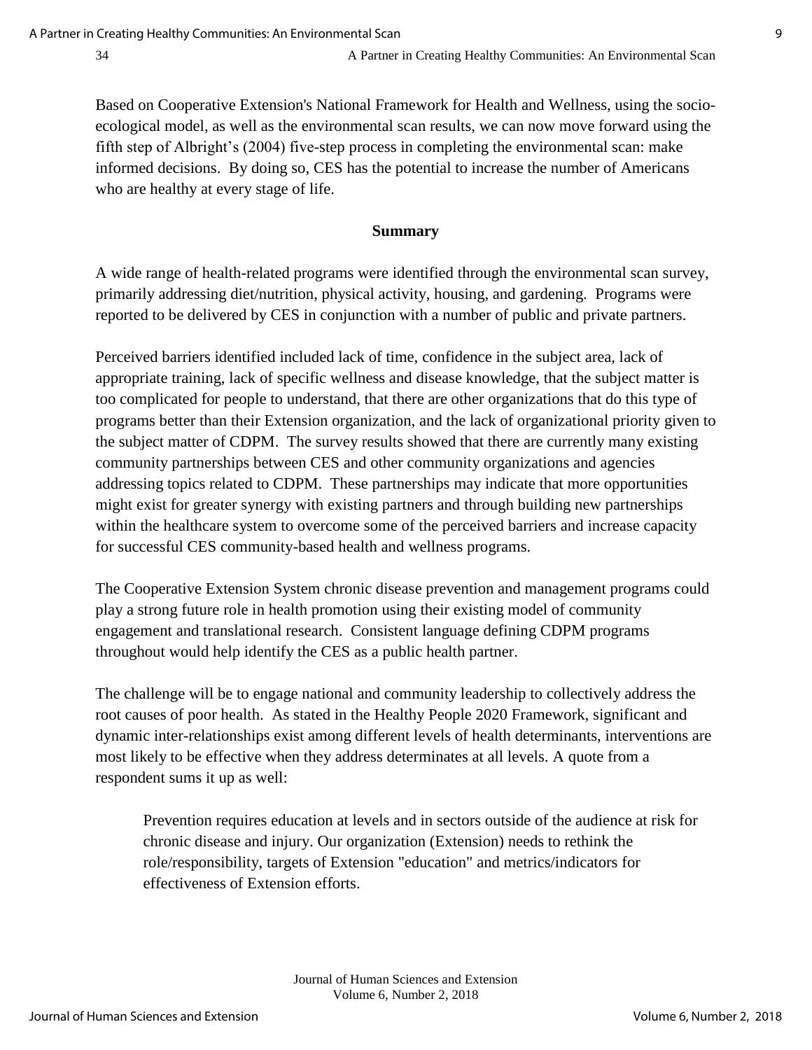Based on Cooperative Extension's National Framework for Health and Wellness, using the socio-ecological model, as well as the environmental scan results, we can now move forward using the fifth step of Albright's (2004) five-step process in completing the environmental scan: make informed decisions. By doing so, CES has the potential to increase the number of Americans who are healthy at every stage of life.

## Summary

A wide range of health-related programs were identified through the environmental scan survey, primarily addressing diet/nutrition, physical activity, housing, and gardening. Programs were reported to be delivered by CES in conjunction with a number of public and private partners.

Perceived barriers identified included lack of time, confidence in the subject area, lack of appropriate training, lack of specific wellness and disease knowledge, that the subject matter is too complicated for people to understand, that there are other organizations that do this type of programs better than their Extension organization, and the lack of organizational priority given to the subject matter of CDPM. The survey results showed that there are currently many existing community partnerships between CES and other community organizations and agencies addressing topics related to CDPM. These partnerships may indicate that more opportunities might exist for greater synergy with existing partners and through building new partnerships within the healthcare system to overcome some of the perceived barriers and increase capacity for successful CES community-based health and wellness programs.

The Cooperative Extension System chronic disease prevention and management programs could play a strong future role in health promotion using their existing model of community engagement and translational research. Consistent language defining CDPM programs throughout would help identify the CES as a public health partner.

The challenge will be to engage national and community leadership to collectively address the root causes of poor health. As stated in the Healthy People 2020 Framework, significant and dynamic inter-relationships exist among different levels of health determinants, interventions are most likely to be effective when they address determinates at all levels. A quote from a respondent sums it up as well:

> Prevention requires education at levels and in sectors outside of the audience at risk for chronic disease and injury. Our organization (Extension) needs to rethink the role/responsibility, targets of Extension "education" and metrics/indicators for effectiveness of Extension efforts.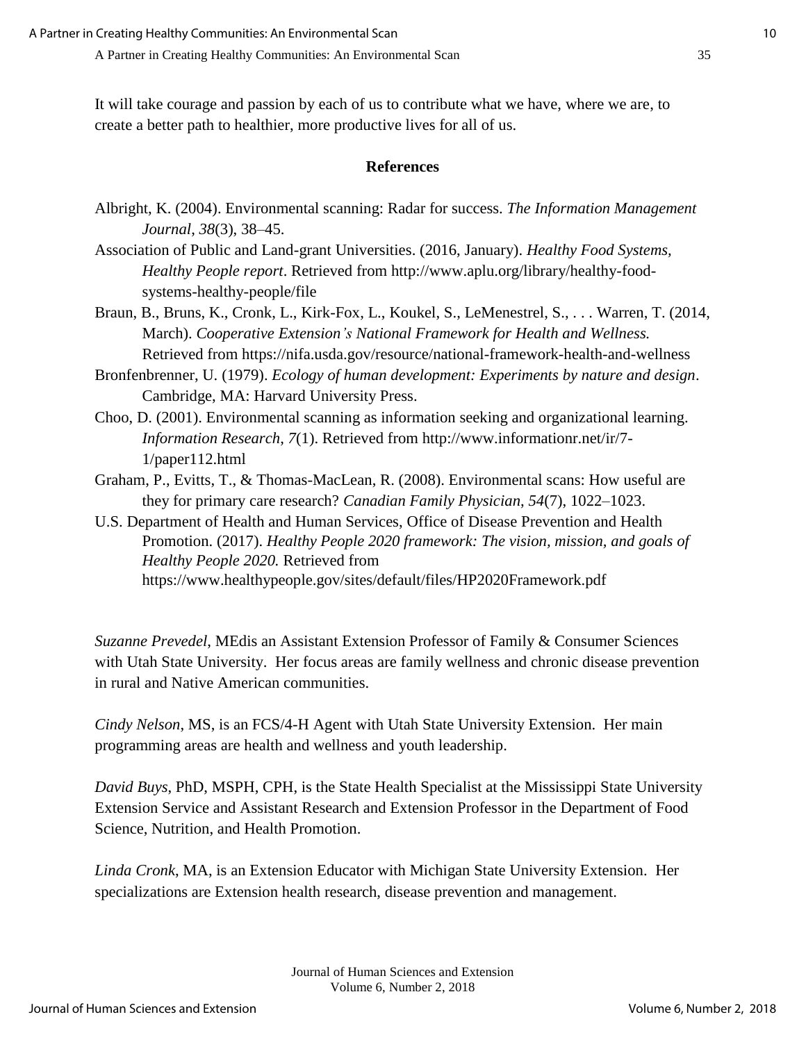It will take courage and passion by each of us to contribute what we have, where we are, to create a better path to healthier, more productive lives for all of us.

## References

Albright, K. (2004). Environmental scanning: Radar for success. *The Information Management Journal*, *38*(3), 38–45.

Association of Public and Land-grant Universities. (2016, January). *Healthy Food Systems, Healthy People report*. Retrieved from http://www.aplu.org/library/healthy-food-systems-healthy-people/file

Braun, B., Bruns, K., Cronk, L., Kirk-Fox, L., Koukel, S., LeMenestrel, S., . . . Warren, T. (2014, March). *Cooperative Extension's National Framework for Health and Wellness.* Retrieved from https://nifa.usda.gov/resource/national-framework-health-and-wellness

Bronfenbrenner, U. (1979). *Ecology of human development: Experiments by nature and design*. Cambridge, MA: Harvard University Press.

Choo, D. (2001). Environmental scanning as information seeking and organizational learning. *Information Research*, *7*(1). Retrieved from http://www.informationr.net/ir/7-1/paper112.html

Graham, P., Evitts, T., & Thomas-MacLean, R. (2008). Environmental scans: How useful are they for primary care research? *Canadian Family Physician*, *54*(7), 1022–1023.

U.S. Department of Health and Human Services, Office of Disease Prevention and Health Promotion. (2017). *Healthy People 2020 framework: The vision, mission, and goals of Healthy People 2020.* Retrieved from https://www.healthypeople.gov/sites/default/files/HP2020Framework.pdf

*Suzanne Prevedel*, MEdis an Assistant Extension Professor of Family & Consumer Sciences with Utah State University. Her focus areas are family wellness and chronic disease prevention in rural and Native American communities.

*Cindy Nelson*, MS, is an FCS/4-H Agent with Utah State University Extension. Her main programming areas are health and wellness and youth leadership.

*David Buys*, PhD, MSPH, CPH, is the State Health Specialist at the Mississippi State University Extension Service and Assistant Research and Extension Professor in the Department of Food Science, Nutrition, and Health Promotion.

*Linda Cronk*, MA, is an Extension Educator with Michigan State University Extension. Her specializations are Extension health research, disease prevention and management.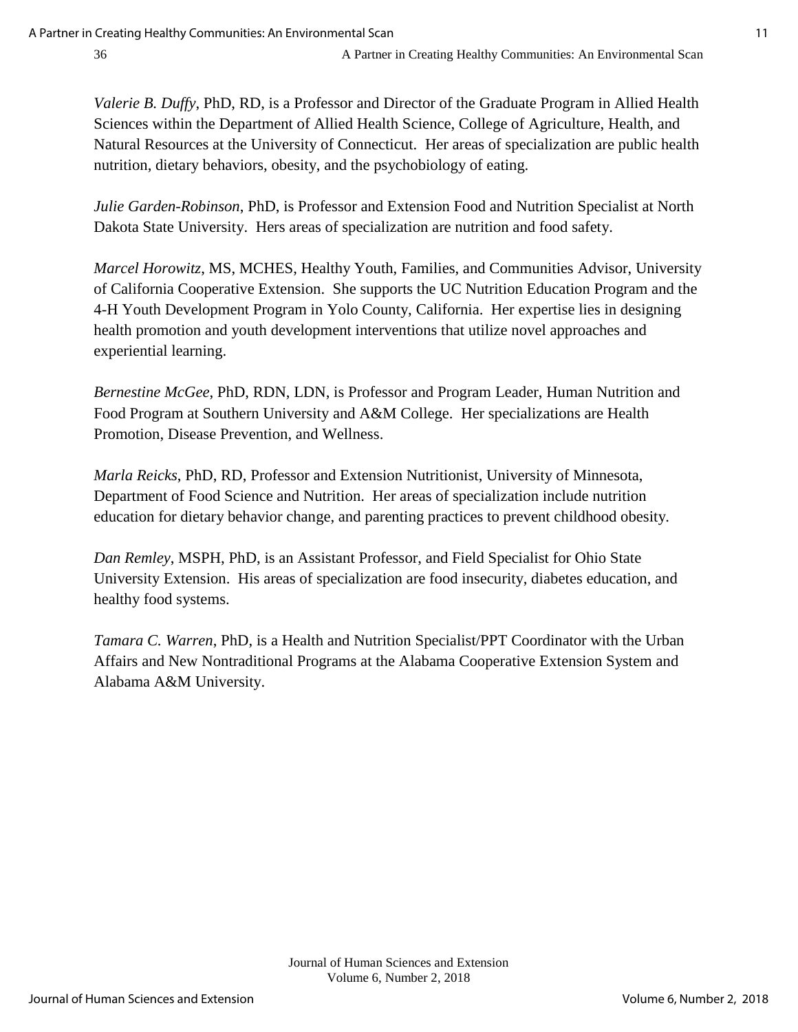*Valerie B. Duffy*, PhD, RD, is a Professor and Director of the Graduate Program in Allied Health Sciences within the Department of Allied Health Science, College of Agriculture, Health, and Natural Resources at the University of Connecticut. Her areas of specialization are public health nutrition, dietary behaviors, obesity, and the psychobiology of eating.

*Julie Garden-Robinson*, PhD, is Professor and Extension Food and Nutrition Specialist at North Dakota State University. Hers areas of specialization are nutrition and food safety.

*Marcel Horowitz*, MS, MCHES, Healthy Youth, Families, and Communities Advisor, University of California Cooperative Extension. She supports the UC Nutrition Education Program and the 4-H Youth Development Program in Yolo County, California. Her expertise lies in designing health promotion and youth development interventions that utilize novel approaches and experiential learning.

*Bernestine McGee*, PhD, RDN, LDN, is Professor and Program Leader, Human Nutrition and Food Program at Southern University and A&M College. Her specializations are Health Promotion, Disease Prevention, and Wellness.

*Marla Reicks*, PhD, RD, Professor and Extension Nutritionist, University of Minnesota, Department of Food Science and Nutrition. Her areas of specialization include nutrition education for dietary behavior change, and parenting practices to prevent childhood obesity.

*Dan Remley*, MSPH, PhD, is an Assistant Professor, and Field Specialist for Ohio State University Extension. His areas of specialization are food insecurity, diabetes education, and healthy food systems.

*Tamara C. Warren*, PhD, is a Health and Nutrition Specialist/PPT Coordinator with the Urban Affairs and New Nontraditional Programs at the Alabama Cooperative Extension System and Alabama A&M University.